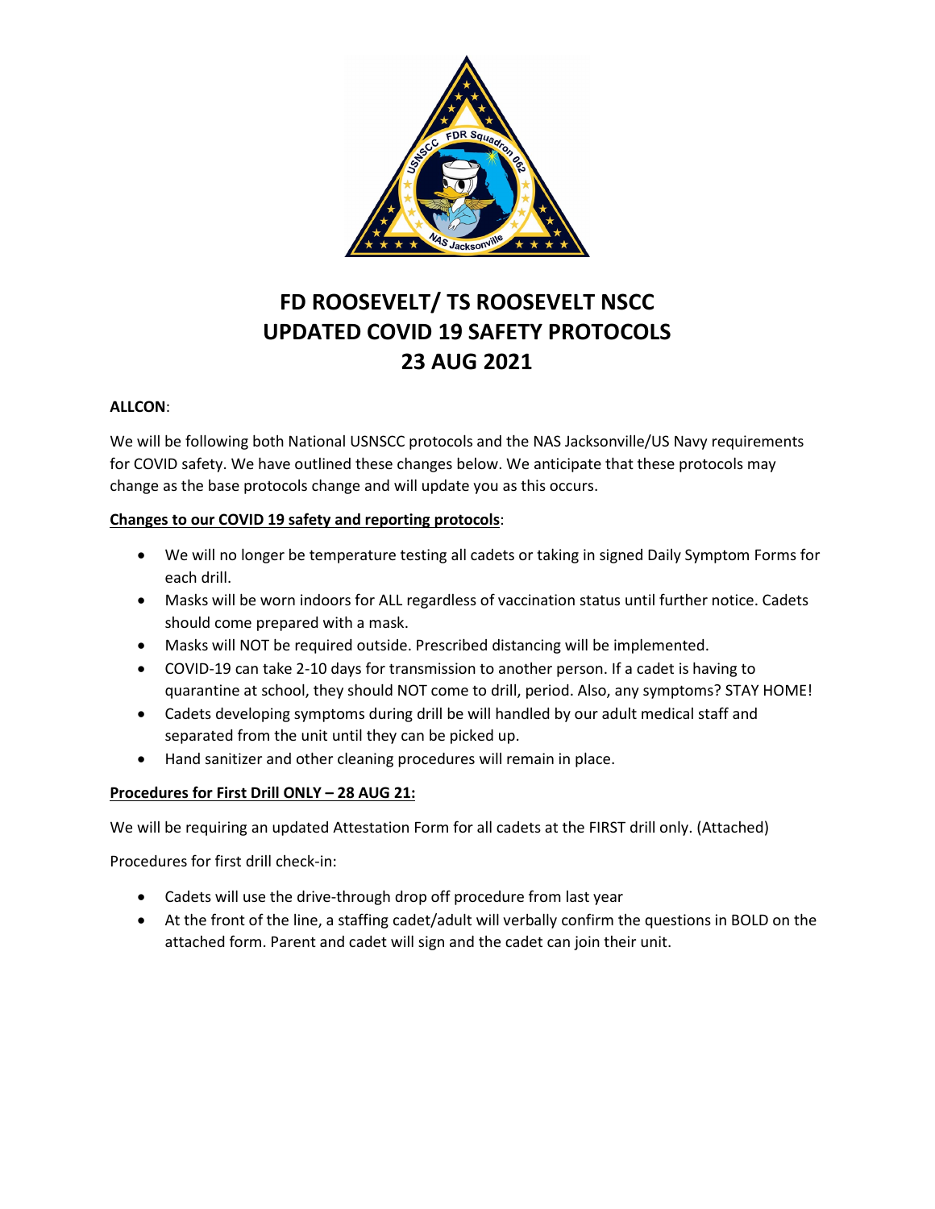# FD ROOSEVELT/ TS ROOSEVELT NSCC UPDATED COVID 19 SAFETY PROTOCOLS 23 AUG 2021

**ALLCON**:

We will be following both National USNSCC protocols and the NAS Jacksonville/US Navy requirements for COVID safety. We have outlined these changes below. We anticipate that these protocols may change as the base protocols change and will update you as this occurs.

**Changes to our COVID 19 safety and reporting protocols**:

- We will no longer be temperature testing all cadets or taking in signed Daily Symptom Forms for each drill.
- Masks will be worn indoors for ALL regardless of vaccination status until further notice. Cadets should come prepared with a mask.
- Masks will NOT be required outside. Prescribed distancing will be implemented.
- COVID-19 can take 2-10 days for transmission to another person. If a cadet is having to quarantine at school, they should NOT come to drill, period. Also, any symptoms? STAY HOME!
- Cadets developing symptoms during drill be will handled by our adult medical staff and separated from the unit until they can be picked up.
- Hand sanitizer and other cleaning procedures will remain in place.

**Procedures for First Drill ONLY – 28 AUG 21:**

We will be requiring an updated Attestation Form for all cadets at the FIRST drill only. (Attached)

Procedures for first drill check-in:

- Cadets will use the drive-through drop off procedure from last year
- At the front of the line, a staffing cadet/adult will verbally confirm the questions in BOLD on the attached form. Parent and cadet will sign and the cadet can join their unit.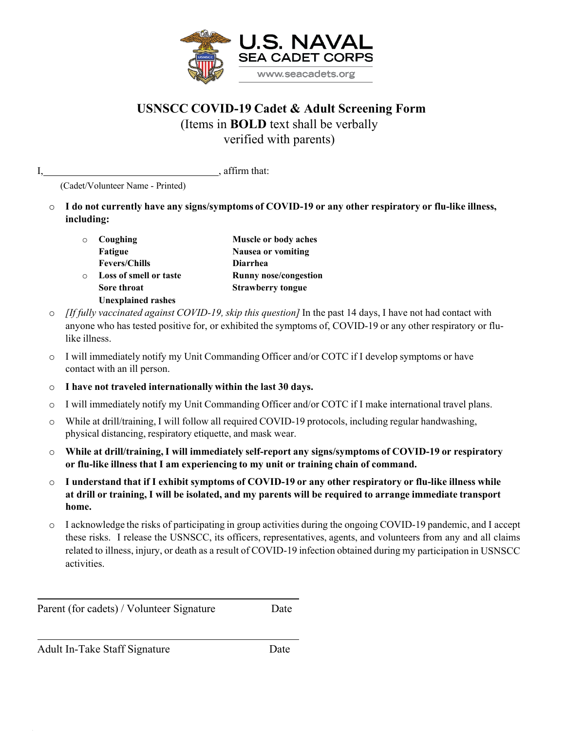# U.S. NAVAL SEA CADET CORPS

www.seacadets.org

## USNSCC COVID-19 Cadet & Adult Screening Form

(Items in **BOLD** text shall be verbally verified with parents)

I,\_\_\_\_\_\_\_\_\_\_\_\_\_\_\_\_\_\_\_\_\_\_\_\_\_\_\_\_\_\_\_\_\_\_\_\_, affirm that:

(Cadet/Volunteer Name - Printed)

- **I do not currently have any signs/symptoms of COVID-19 or any other respiratory or flu-like illness, including:**
  - **Coughing**
  - **Fatigue**
  - **Fevers/Chills**
  - **Loss of smell or taste**
  - **Sore throat**
  - **Unexplained rashes**
  - **Muscle or body aches**
  - **Nausea or vomiting**
  - **Diarrhea**
  - **Runny nose/congestion**
  - **Strawberry tongue**
- *[If fully vaccinated against COVID-19, skip this question]* In the past 14 days, I have not had contact with anyone who has tested positive for, or exhibited the symptoms of, COVID-19 or any other respiratory or flu-like illness.
- I will immediately notify my Unit Commanding Officer and/or COTC if I develop symptoms or have contact with an ill person.
- **I have not traveled internationally within the last 30 days.**
- I will immediately notify my Unit Commanding Officer and/or COTC if I make international travel plans.
- While at drill/training, I will follow all required COVID-19 protocols, including regular handwashing, physical distancing, respiratory etiquette, and mask wear.
- **While at drill/training, I will immediately self-report any signs/symptoms of COVID-19 or respiratory or flu-like illness that I am experiencing to my unit or training chain of command.**
- **I understand that if I exhibit symptoms of COVID-19 or any other respiratory or flu-like illness while at drill or training, I will be isolated, and my parents will be required to arrange immediate transport home.**
- I acknowledge the risks of participating in group activities during the ongoing COVID-19 pandemic, and I accept these risks. I release the USNSCC, its officers, representatives, agents, and volunteers from any and all claims related to illness, injury, or death as a result of COVID-19 infection obtained during my participation in USNSCC activities.

\_\_\_\_\_\_\_\_\_\_\_\_\_\_\_\_\_\_\_\_\_\_\_\_\_\_\_\_\_\_\_\_\_\_\_\_\_\_\_\_\_\_\_\_

Parent (for cadets) / Volunteer Signature        Date

\_\_\_\_\_\_\_\_\_\_\_\_\_\_\_\_\_\_\_\_\_\_\_\_\_\_\_\_\_\_\_\_\_\_\_\_\_\_\_\_\_\_\_\_

Adult In-Take Staff Signature        Date